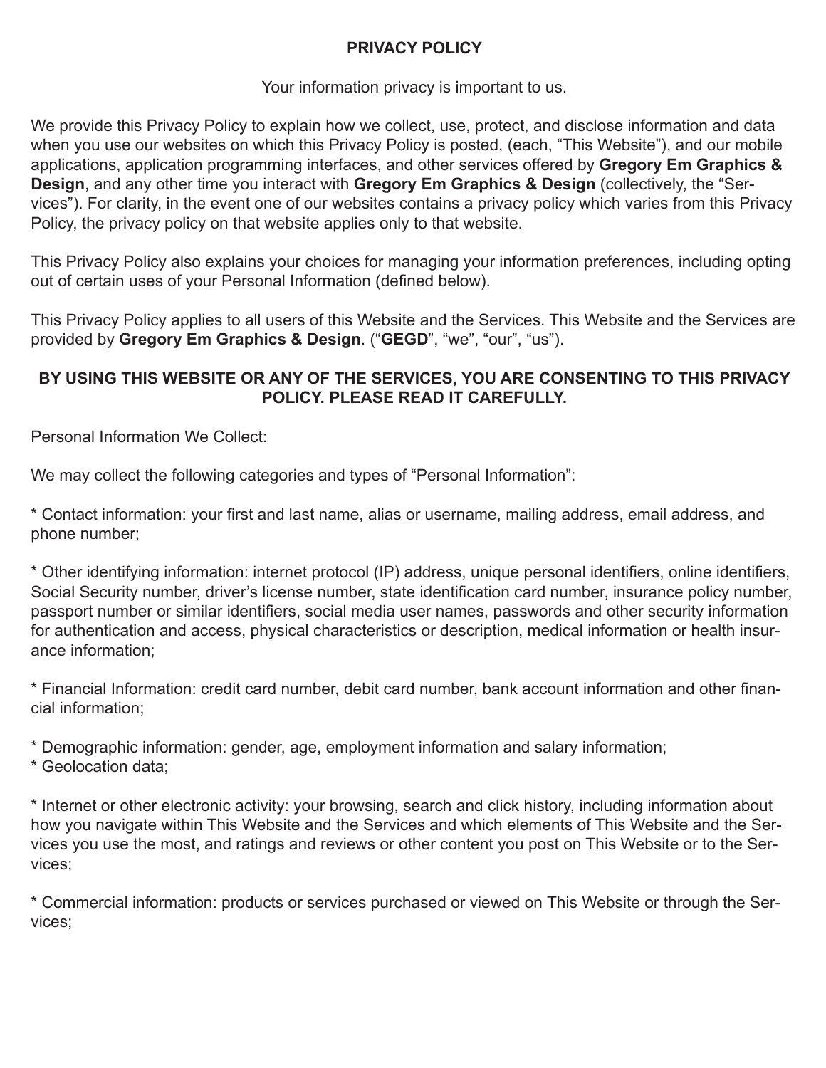# PRIVACY POLICY

Your information privacy is important to us.

We provide this Privacy Policy to explain how we collect, use, protect, and disclose information and data when you use our websites on which this Privacy Policy is posted, (each, "This Website"), and our mobile applications, application programming interfaces, and other services offered by **Gregory Em Graphics & Design**, and any other time you interact with **Gregory Em Graphics & Design** (collectively, the "Services"). For clarity, in the event one of our websites contains a privacy policy which varies from this Privacy Policy, the privacy policy on that website applies only to that website.

This Privacy Policy also explains your choices for managing your information preferences, including opting out of certain uses of your Personal Information (defined below).

This Privacy Policy applies to all users of this Website and the Services. This Website and the Services are provided by **Gregory Em Graphics & Design**. ("**GEGD**", "we", "our", "us").

**BY USING THIS WEBSITE OR ANY OF THE SERVICES, YOU ARE CONSENTING TO THIS PRIVACY POLICY. PLEASE READ IT CAREFULLY.**

Personal Information We Collect:

We may collect the following categories and types of "Personal Information":

* Contact information: your first and last name, alias or username, mailing address, email address, and phone number;

* Other identifying information: internet protocol (IP) address, unique personal identifiers, online identifiers, Social Security number, driver's license number, state identification card number, insurance policy number, passport number or similar identifiers, social media user names, passwords and other security information for authentication and access, physical characteristics or description, medical information or health insurance information;

* Financial Information: credit card number, debit card number, bank account information and other financial information;

* Demographic information: gender, age, employment information and salary information;
* Geolocation data;

* Internet or other electronic activity: your browsing, search and click history, including information about how you navigate within This Website and the Services and which elements of This Website and the Services you use the most, and ratings and reviews or other content you post on This Website or to the Services;

* Commercial information: products or services purchased or viewed on This Website or through the Services;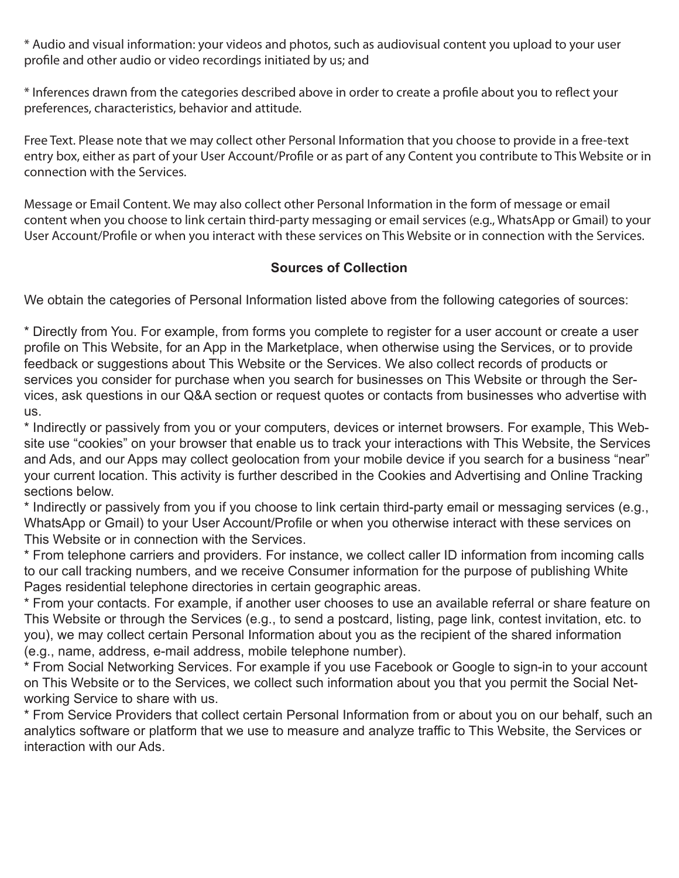* Audio and visual information: your videos and photos, such as audiovisual content you upload to your user profile and other audio or video recordings initiated by us; and

* Inferences drawn from the categories described above in order to create a profile about you to reflect your preferences, characteristics, behavior and attitude.

Free Text. Please note that we may collect other Personal Information that you choose to provide in a free-text entry box, either as part of your User Account/Profile or as part of any Content you contribute to This Website or in connection with the Services.

Message or Email Content. We may also collect other Personal Information in the form of message or email content when you choose to link certain third-party messaging or email services (e.g., WhatsApp or Gmail) to your User Account/Profile or when you interact with these services on This Website or in connection with the Services.

## Sources of Collection

We obtain the categories of Personal Information listed above from the following categories of sources:

* Directly from You. For example, from forms you complete to register for a user account or create a user profile on This Website, for an App in the Marketplace, when otherwise using the Services, or to provide feedback or suggestions about This Website or the Services. We also collect records of products or services you consider for purchase when you search for businesses on This Website or through the Services, ask questions in our Q&A section or request quotes or contacts from businesses who advertise with us.
* Indirectly or passively from you or your computers, devices or internet browsers. For example, This Website use "cookies" on your browser that enable us to track your interactions with This Website, the Services and Ads, and our Apps may collect geolocation from your mobile device if you search for a business "near" your current location. This activity is further described in the Cookies and Advertising and Online Tracking sections below.
* Indirectly or passively from you if you choose to link certain third-party email or messaging services (e.g., WhatsApp or Gmail) to your User Account/Profile or when you otherwise interact with these services on This Website or in connection with the Services.
* From telephone carriers and providers. For instance, we collect caller ID information from incoming calls to our call tracking numbers, and we receive Consumer information for the purpose of publishing White Pages residential telephone directories in certain geographic areas.
* From your contacts. For example, if another user chooses to use an available referral or share feature on This Website or through the Services (e.g., to send a postcard, listing, page link, contest invitation, etc. to you), we may collect certain Personal Information about you as the recipient of the shared information (e.g., name, address, e-mail address, mobile telephone number).
* From Social Networking Services. For example if you use Facebook or Google to sign-in to your account on This Website or to the Services, we collect such information about you that you permit the Social Networking Service to share with us.
* From Service Providers that collect certain Personal Information from or about you on our behalf, such an analytics software or platform that we use to measure and analyze traffic to This Website, the Services or interaction with our Ads.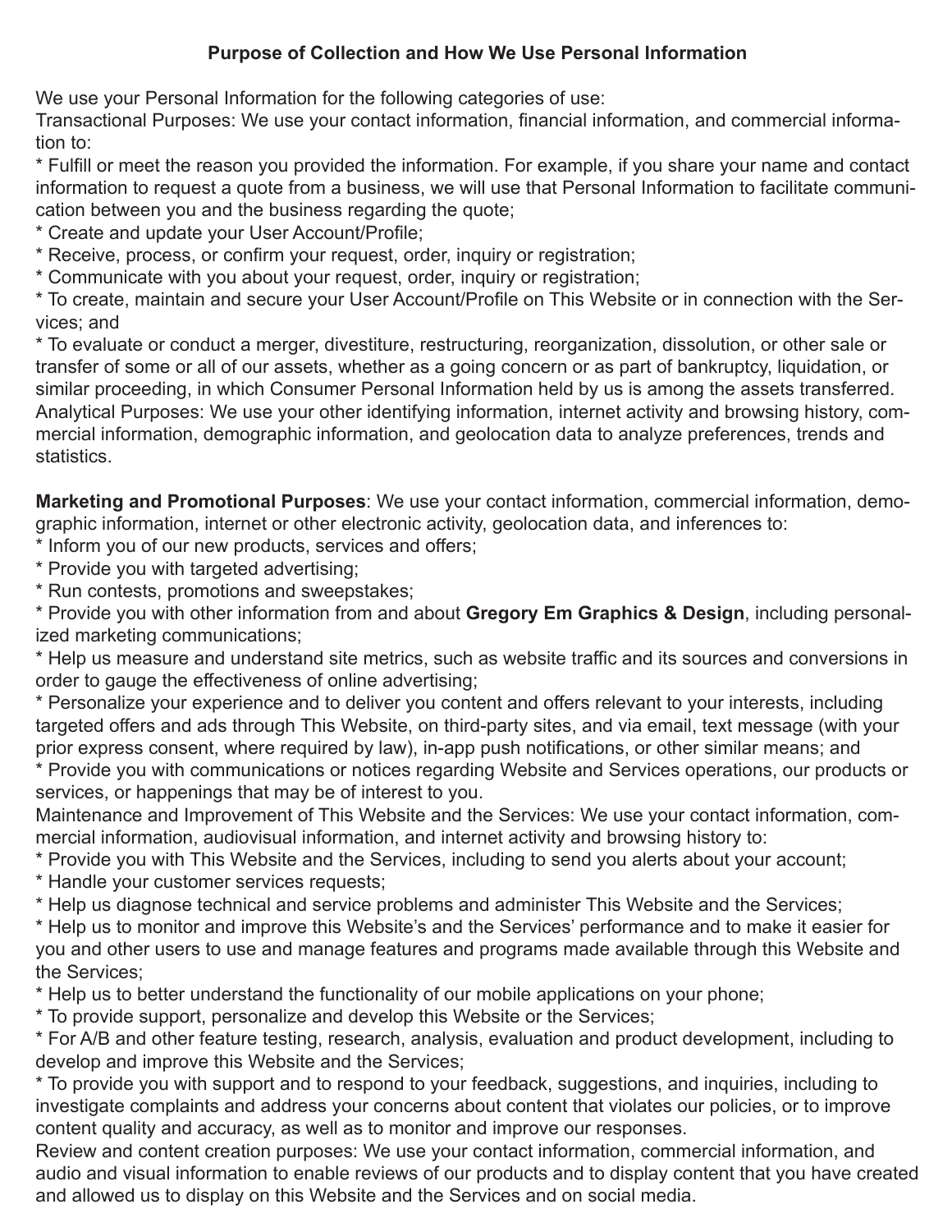## Purpose of Collection and How We Use Personal Information

We use your Personal Information for the following categories of use:

Transactional Purposes: We use your contact information, financial information, and commercial information to:

* Fulfill or meet the reason you provided the information. For example, if you share your name and contact information to request a quote from a business, we will use that Personal Information to facilitate communication between you and the business regarding the quote;
* Create and update your User Account/Profile;
* Receive, process, or confirm your request, order, inquiry or registration;
* Communicate with you about your request, order, inquiry or registration;
* To create, maintain and secure your User Account/Profile on This Website or in connection with the Services; and
* To evaluate or conduct a merger, divestiture, restructuring, reorganization, dissolution, or other sale or transfer of some or all of our assets, whether as a going concern or as part of bankruptcy, liquidation, or similar proceeding, in which Consumer Personal Information held by us is among the assets transferred.

Analytical Purposes: We use your other identifying information, internet activity and browsing history, commercial information, demographic information, and geolocation data to analyze preferences, trends and statistics.

**Marketing and Promotional Purposes**: We use your contact information, commercial information, demographic information, internet or other electronic activity, geolocation data, and inferences to:

* Inform you of our new products, services and offers;
* Provide you with targeted advertising;
* Run contests, promotions and sweepstakes;
* Provide you with other information from and about **Gregory Em Graphics & Design**, including personalized marketing communications;
* Help us measure and understand site metrics, such as website traffic and its sources and conversions in order to gauge the effectiveness of online advertising;
* Personalize your experience and to deliver you content and offers relevant to your interests, including targeted offers and ads through This Website, on third-party sites, and via email, text message (with your prior express consent, where required by law), in-app push notifications, or other similar means; and
* Provide you with communications or notices regarding Website and Services operations, our products or services, or happenings that may be of interest to you.

Maintenance and Improvement of This Website and the Services: We use your contact information, commercial information, audiovisual information, and internet activity and browsing history to:

* Provide you with This Website and the Services, including to send you alerts about your account;
* Handle your customer services requests;
* Help us diagnose technical and service problems and administer This Website and the Services;
* Help us to monitor and improve this Website's and the Services' performance and to make it easier for you and other users to use and manage features and programs made available through this Website and the Services;
* Help us to better understand the functionality of our mobile applications on your phone;
* To provide support, personalize and develop this Website or the Services;
* For A/B and other feature testing, research, analysis, evaluation and product development, including to develop and improve this Website and the Services;
* To provide you with support and to respond to your feedback, suggestions, and inquiries, including to investigate complaints and address your concerns about content that violates our policies, or to improve content quality and accuracy, as well as to monitor and improve our responses.

Review and content creation purposes: We use your contact information, commercial information, and audio and visual information to enable reviews of our products and to display content that you have created and allowed us to display on this Website and the Services and on social media.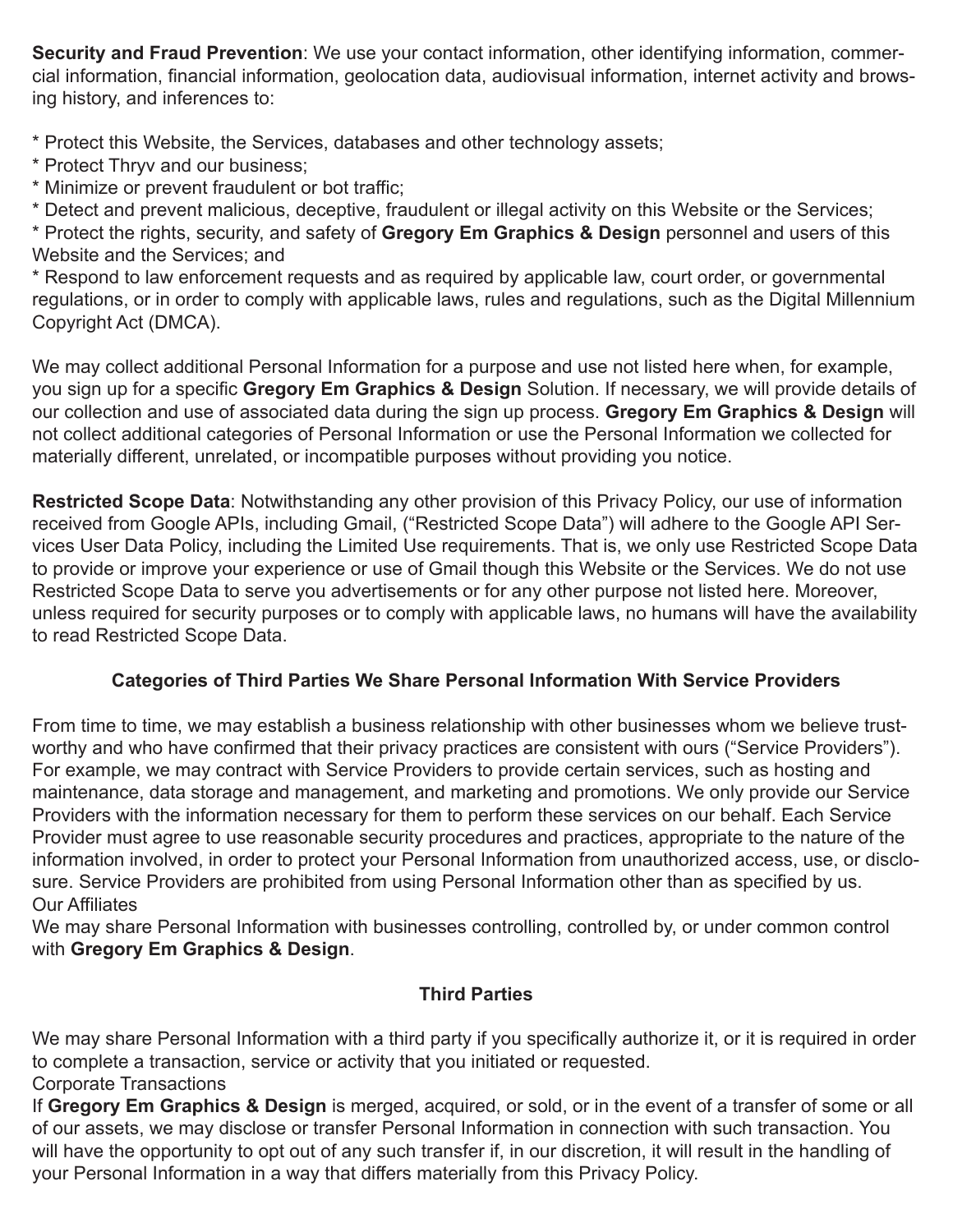**Security and Fraud Prevention**: We use your contact information, other identifying information, commercial information, financial information, geolocation data, audiovisual information, internet activity and browsing history, and inferences to:

* Protect this Website, the Services, databases and other technology assets;
* Protect Thryv and our business;
* Minimize or prevent fraudulent or bot traffic;
* Detect and prevent malicious, deceptive, fraudulent or illegal activity on this Website or the Services;
* Protect the rights, security, and safety of **Gregory Em Graphics & Design** personnel and users of this Website and the Services; and
* Respond to law enforcement requests and as required by applicable law, court order, or governmental regulations, or in order to comply with applicable laws, rules and regulations, such as the Digital Millennium Copyright Act (DMCA).

We may collect additional Personal Information for a purpose and use not listed here when, for example, you sign up for a specific **Gregory Em Graphics & Design** Solution. If necessary, we will provide details of our collection and use of associated data during the sign up process. **Gregory Em Graphics & Design** will not collect additional categories of Personal Information or use the Personal Information we collected for materially different, unrelated, or incompatible purposes without providing you notice.

**Restricted Scope Data**: Notwithstanding any other provision of this Privacy Policy, our use of information received from Google APIs, including Gmail, ("Restricted Scope Data") will adhere to the Google API Services User Data Policy, including the Limited Use requirements. That is, we only use Restricted Scope Data to provide or improve your experience or use of Gmail though this Website or the Services. We do not use Restricted Scope Data to serve you advertisements or for any other purpose not listed here. Moreover, unless required for security purposes or to comply with applicable laws, no humans will have the availability to read Restricted Scope Data.

### Categories of Third Parties We Share Personal Information With Service Providers

From time to time, we may establish a business relationship with other businesses whom we believe trustworthy and who have confirmed that their privacy practices are consistent with ours ("Service Providers"). For example, we may contract with Service Providers to provide certain services, such as hosting and maintenance, data storage and management, and marketing and promotions. We only provide our Service Providers with the information necessary for them to perform these services on our behalf. Each Service Provider must agree to use reasonable security procedures and practices, appropriate to the nature of the information involved, in order to protect your Personal Information from unauthorized access, use, or disclosure. Service Providers are prohibited from using Personal Information other than as specified by us.

Our Affiliates

We may share Personal Information with businesses controlling, controlled by, or under common control with **Gregory Em Graphics & Design**.

### Third Parties

We may share Personal Information with a third party if you specifically authorize it, or it is required in order to complete a transaction, service or activity that you initiated or requested.

Corporate Transactions

If **Gregory Em Graphics & Design** is merged, acquired, or sold, or in the event of a transfer of some or all of our assets, we may disclose or transfer Personal Information in connection with such transaction. You will have the opportunity to opt out of any such transfer if, in our discretion, it will result in the handling of your Personal Information in a way that differs materially from this Privacy Policy.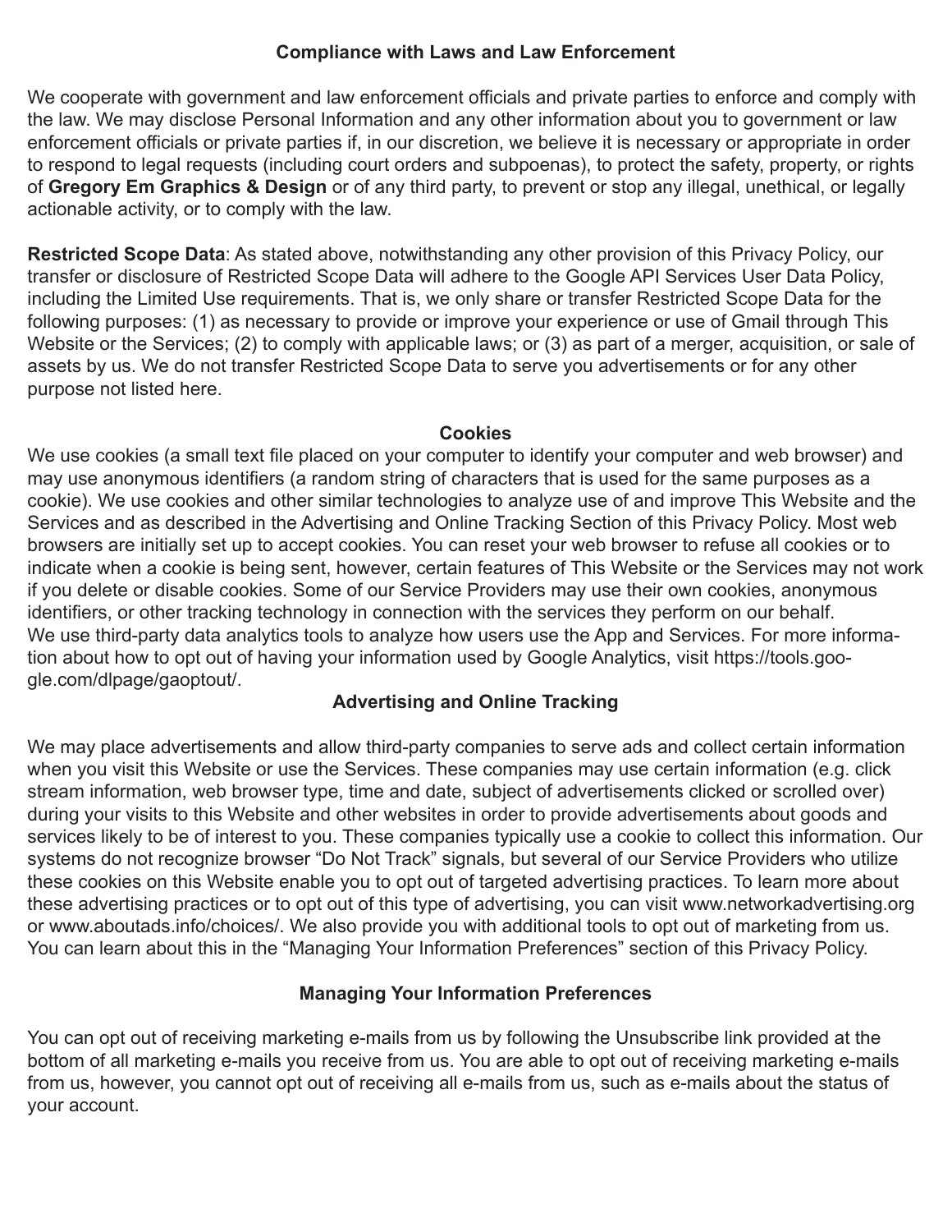## Compliance with Laws and Law Enforcement

We cooperate with government and law enforcement officials and private parties to enforce and comply with the law. We may disclose Personal Information and any other information about you to government or law enforcement officials or private parties if, in our discretion, we believe it is necessary or appropriate in order to respond to legal requests (including court orders and subpoenas), to protect the safety, property, or rights of **Gregory Em Graphics & Design** or of any third party, to prevent or stop any illegal, unethical, or legally actionable activity, or to comply with the law.

**Restricted Scope Data**: As stated above, notwithstanding any other provision of this Privacy Policy, our transfer or disclosure of Restricted Scope Data will adhere to the Google API Services User Data Policy, including the Limited Use requirements. That is, we only share or transfer Restricted Scope Data for the following purposes: (1) as necessary to provide or improve your experience or use of Gmail through This Website or the Services; (2) to comply with applicable laws; or (3) as part of a merger, acquisition, or sale of assets by us. We do not transfer Restricted Scope Data to serve you advertisements or for any other purpose not listed here.

## Cookies

We use cookies (a small text file placed on your computer to identify your computer and web browser) and may use anonymous identifiers (a random string of characters that is used for the same purposes as a cookie). We use cookies and other similar technologies to analyze use of and improve This Website and the Services and as described in the Advertising and Online Tracking Section of this Privacy Policy. Most web browsers are initially set up to accept cookies. You can reset your web browser to refuse all cookies or to indicate when a cookie is being sent, however, certain features of This Website or the Services may not work if you delete or disable cookies. Some of our Service Providers may use their own cookies, anonymous identifiers, or other tracking technology in connection with the services they perform on our behalf.
We use third-party data analytics tools to analyze how users use the App and Services. For more information about how to opt out of having your information used by Google Analytics, visit https://tools.google.com/dlpage/gaoptout/.

## Advertising and Online Tracking

We may place advertisements and allow third-party companies to serve ads and collect certain information when you visit this Website or use the Services. These companies may use certain information (e.g. click stream information, web browser type, time and date, subject of advertisements clicked or scrolled over) during your visits to this Website and other websites in order to provide advertisements about goods and services likely to be of interest to you. These companies typically use a cookie to collect this information. Our systems do not recognize browser “Do Not Track” signals, but several of our Service Providers who utilize these cookies on this Website enable you to opt out of targeted advertising practices. To learn more about these advertising practices or to opt out of this type of advertising, you can visit www.networkadvertising.org or www.aboutads.info/choices/. We also provide you with additional tools to opt out of marketing from us. You can learn about this in the “Managing Your Information Preferences” section of this Privacy Policy.

## Managing Your Information Preferences

You can opt out of receiving marketing e-mails from us by following the Unsubscribe link provided at the bottom of all marketing e-mails you receive from us. You are able to opt out of receiving marketing e-mails from us, however, you cannot opt out of receiving all e-mails from us, such as e-mails about the status of your account.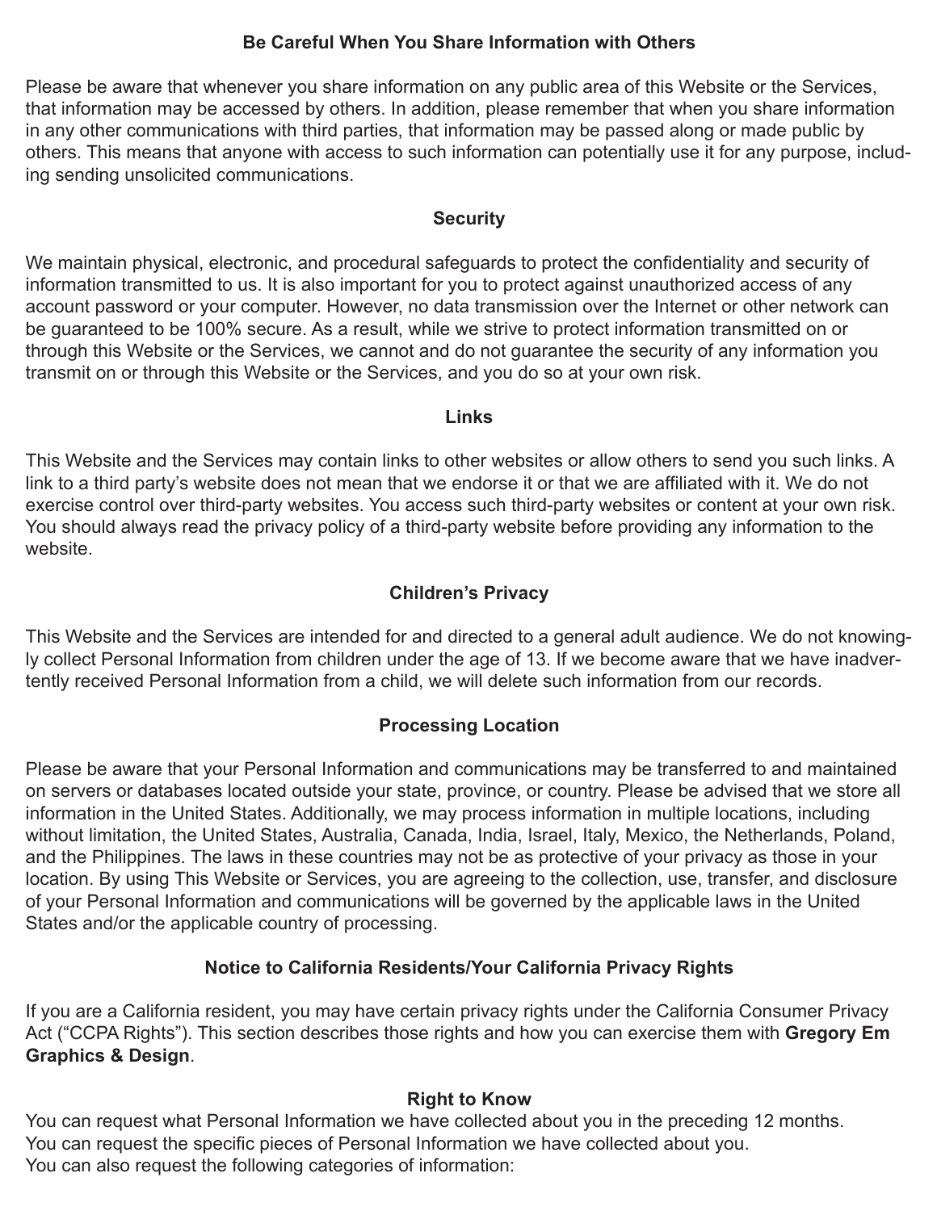## Be Careful When You Share Information with Others

Please be aware that whenever you share information on any public area of this Website or the Services, that information may be accessed by others. In addition, please remember that when you share information in any other communications with third parties, that information may be passed along or made public by others. This means that anyone with access to such information can potentially use it for any purpose, including sending unsolicited communications.

## Security

We maintain physical, electronic, and procedural safeguards to protect the confidentiality and security of information transmitted to us. It is also important for you to protect against unauthorized access of any account password or your computer. However, no data transmission over the Internet or other network can be guaranteed to be 100% secure. As a result, while we strive to protect information transmitted on or through this Website or the Services, we cannot and do not guarantee the security of any information you transmit on or through this Website or the Services, and you do so at your own risk.

## Links

This Website and the Services may contain links to other websites or allow others to send you such links. A link to a third party's website does not mean that we endorse it or that we are affiliated with it. We do not exercise control over third-party websites. You access such third-party websites or content at your own risk. You should always read the privacy policy of a third-party website before providing any information to the website.

## Children's Privacy

This Website and the Services are intended for and directed to a general adult audience. We do not knowingly collect Personal Information from children under the age of 13. If we become aware that we have inadvertently received Personal Information from a child, we will delete such information from our records.

## Processing Location

Please be aware that your Personal Information and communications may be transferred to and maintained on servers or databases located outside your state, province, or country. Please be advised that we store all information in the United States. Additionally, we may process information in multiple locations, including without limitation, the United States, Australia, Canada, India, Israel, Italy, Mexico, the Netherlands, Poland, and the Philippines. The laws in these countries may not be as protective of your privacy as those in your location. By using This Website or Services, you are agreeing to the collection, use, transfer, and disclosure of your Personal Information and communications will be governed by the applicable laws in the United States and/or the applicable country of processing.

## Notice to California Residents/Your California Privacy Rights

If you are a California resident, you may have certain privacy rights under the California Consumer Privacy Act ("CCPA Rights"). This section describes those rights and how you can exercise them with **Gregory Em Graphics & Design**.

### Right to Know

You can request what Personal Information we have collected about you in the preceding 12 months.
You can request the specific pieces of Personal Information we have collected about you.
You can also request the following categories of information: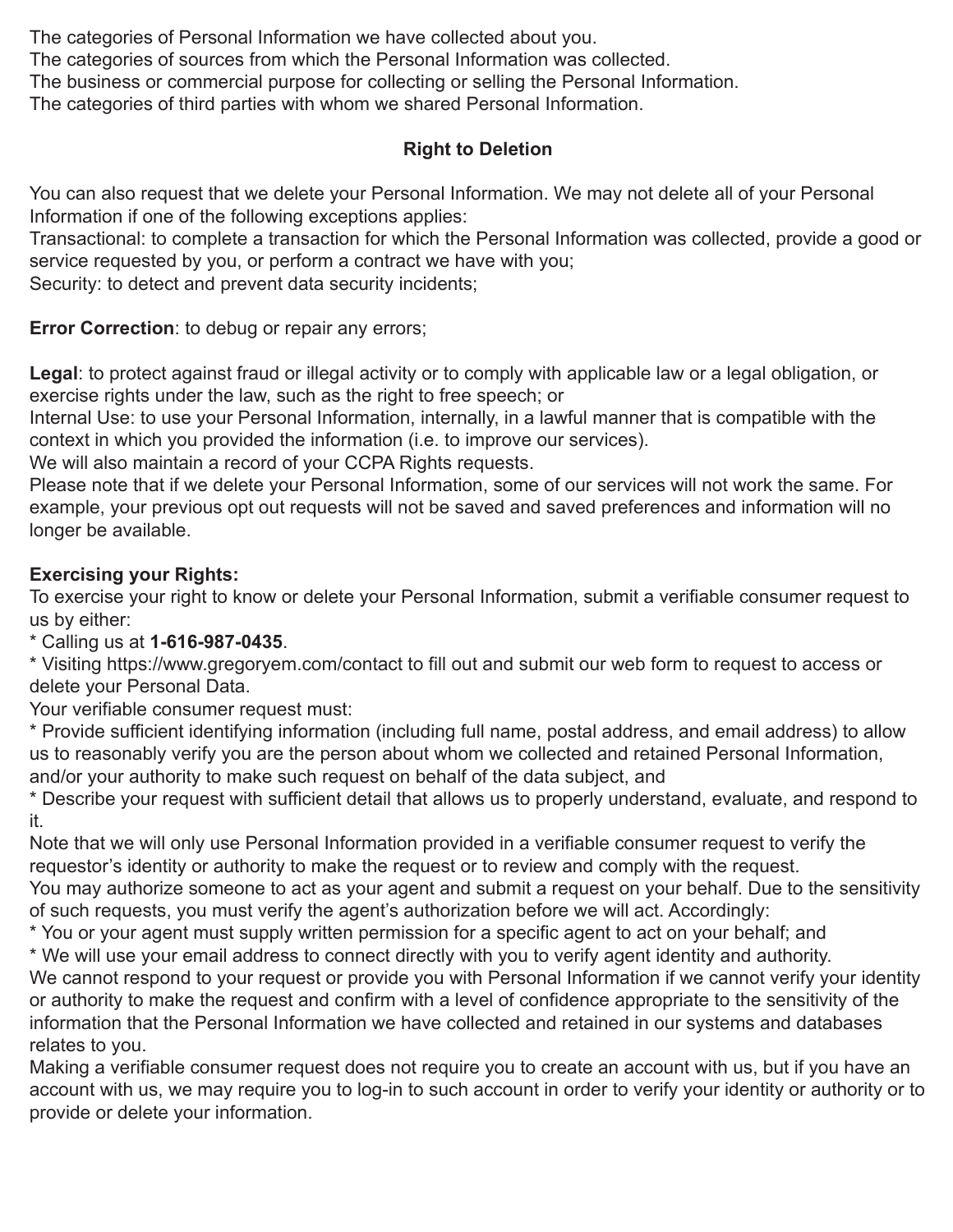The categories of Personal Information we have collected about you.
The categories of sources from which the Personal Information was collected.
The business or commercial purpose for collecting or selling the Personal Information.
The categories of third parties with whom we shared Personal Information.

**Right to Deletion**

You can also request that we delete your Personal Information. We may not delete all of your Personal Information if one of the following exceptions applies:
Transactional: to complete a transaction for which the Personal Information was collected, provide a good or service requested by you, or perform a contract we have with you;
Security: to detect and prevent data security incidents;

**Error Correction**: to debug or repair any errors;

**Legal**: to protect against fraud or illegal activity or to comply with applicable law or a legal obligation, or exercise rights under the law, such as the right to free speech; or
Internal Use: to use your Personal Information, internally, in a lawful manner that is compatible with the context in which you provided the information (i.e. to improve our services).
We will also maintain a record of your CCPA Rights requests.
Please note that if we delete your Personal Information, some of our services will not work the same. For example, your previous opt out requests will not be saved and saved preferences and information will no longer be available.

**Exercising your Rights:**
To exercise your right to know or delete your Personal Information, submit a verifiable consumer request to us by either:
* Calling us at **1-616-987-0435**.
* Visiting https://www.gregoryem.com/contact to fill out and submit our web form to request to access or delete your Personal Data.

Your verifiable consumer request must:
* Provide sufficient identifying information (including full name, postal address, and email address) to allow us to reasonably verify you are the person about whom we collected and retained Personal Information, and/or your authority to make such request on behalf of the data subject, and
* Describe your request with sufficient detail that allows us to properly understand, evaluate, and respond to it.

Note that we will only use Personal Information provided in a verifiable consumer request to verify the requestor's identity or authority to make the request or to review and comply with the request.
You may authorize someone to act as your agent and submit a request on your behalf. Due to the sensitivity of such requests, you must verify the agent's authorization before we will act. Accordingly:
* You or your agent must supply written permission for a specific agent to act on your behalf; and
* We will use your email address to connect directly with you to verify agent identity and authority.

We cannot respond to your request or provide you with Personal Information if we cannot verify your identity or authority to make the request and confirm with a level of confidence appropriate to the sensitivity of the information that the Personal Information we have collected and retained in our systems and databases relates to you.
Making a verifiable consumer request does not require you to create an account with us, but if you have an account with us, we may require you to log-in to such account in order to verify your identity or authority or to provide or delete your information.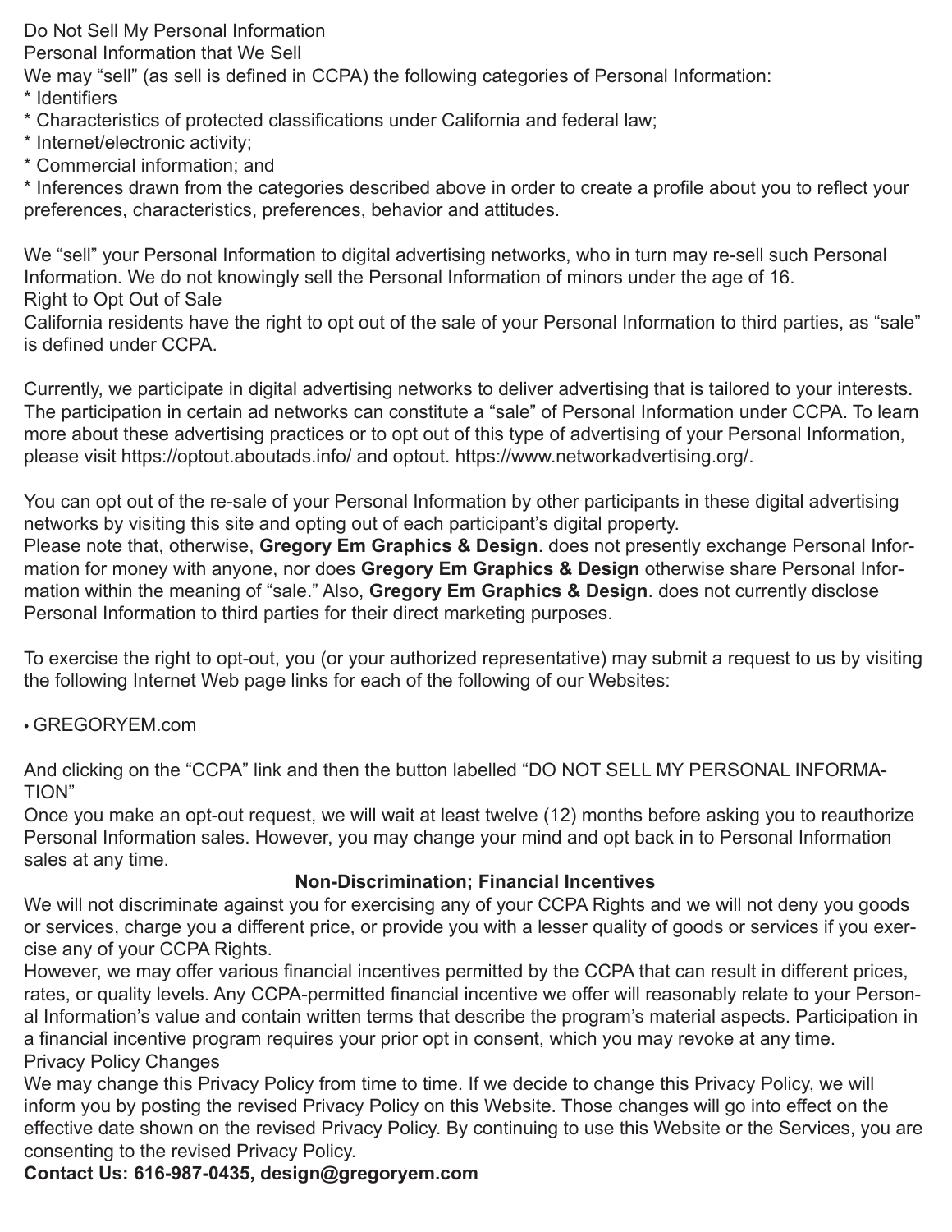Do Not Sell My Personal Information

Personal Information that We Sell

We may “sell” (as sell is defined in CCPA) the following categories of Personal Information:

* Identifiers
* Characteristics of protected classifications under California and federal law;
* Internet/electronic activity;
* Commercial information; and
* Inferences drawn from the categories described above in order to create a profile about you to reflect your preferences, characteristics, preferences, behavior and attitudes.

We “sell” your Personal Information to digital advertising networks, who in turn may re-sell such Personal Information. We do not knowingly sell the Personal Information of minors under the age of 16.

Right to Opt Out of Sale

California residents have the right to opt out of the sale of your Personal Information to third parties, as “sale” is defined under CCPA.

Currently, we participate in digital advertising networks to deliver advertising that is tailored to your interests. The participation in certain ad networks can constitute a “sale” of Personal Information under CCPA. To learn more about these advertising practices or to opt out of this type of advertising of your Personal Information, please visit https://optout.aboutads.info/ and optout. https://www.networkadvertising.org/.

You can opt out of the re-sale of your Personal Information by other participants in these digital advertising networks by visiting this site and opting out of each participant’s digital property.

Please note that, otherwise, **Gregory Em Graphics & Design**. does not presently exchange Personal Information for money with anyone, nor does **Gregory Em Graphics & Design** otherwise share Personal Information within the meaning of “sale.” Also, **Gregory Em Graphics & Design**. does not currently disclose Personal Information to third parties for their direct marketing purposes.

To exercise the right to opt-out, you (or your authorized representative) may submit a request to us by visiting the following Internet Web page links for each of the following of our Websites:

- GREGORYEM.com

And clicking on the “CCPA” link and then the button labelled “DO NOT SELL MY PERSONAL INFORMATION”

Once you make an opt-out request, we will wait at least twelve (12) months before asking you to reauthorize Personal Information sales. However, you may change your mind and opt back in to Personal Information sales at any time.

**Non-Discrimination; Financial Incentives**

We will not discriminate against you for exercising any of your CCPA Rights and we will not deny you goods or services, charge you a different price, or provide you with a lesser quality of goods or services if you exercise any of your CCPA Rights.

However, we may offer various financial incentives permitted by the CCPA that can result in different prices, rates, or quality levels. Any CCPA-permitted financial incentive we offer will reasonably relate to your Personal Information’s value and contain written terms that describe the program’s material aspects. Participation in a financial incentive program requires your prior opt in consent, which you may revoke at any time.

Privacy Policy Changes

We may change this Privacy Policy from time to time. If we decide to change this Privacy Policy, we will inform you by posting the revised Privacy Policy on this Website. Those changes will go into effect on the effective date shown on the revised Privacy Policy. By continuing to use this Website or the Services, you are consenting to the revised Privacy Policy.

**Contact Us: 616-987-0435, design@gregoryem.com**